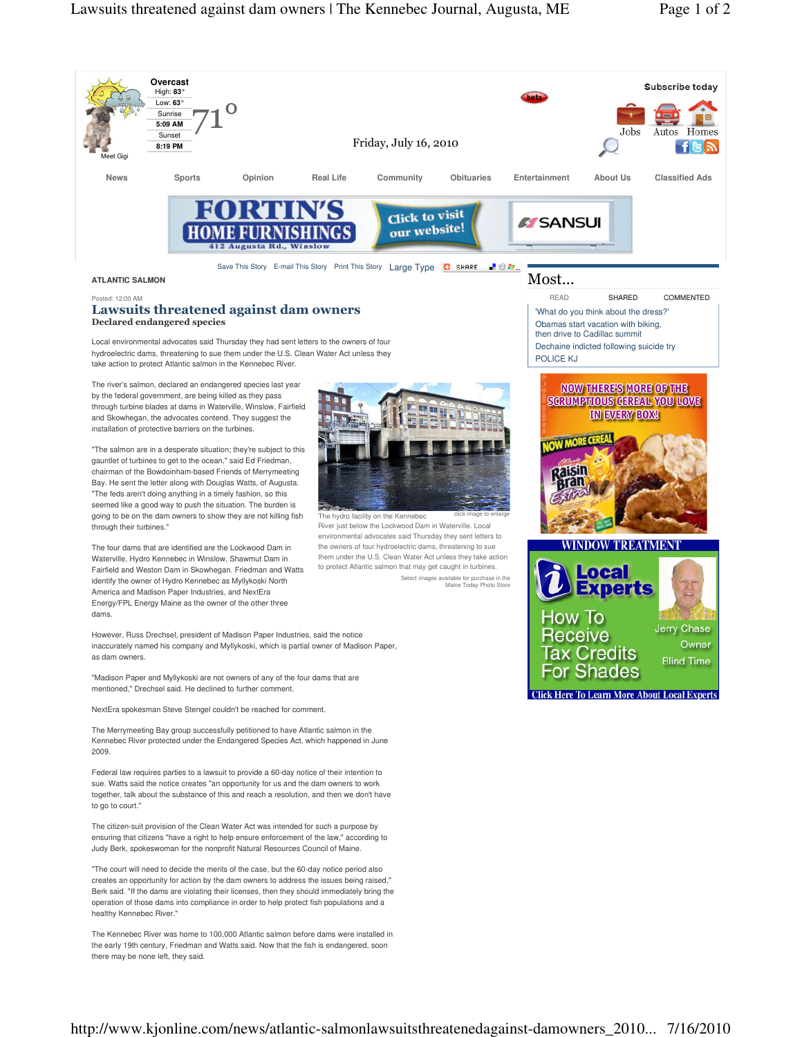Overcast
High: 83°
Low: 63°
Sunrise 5:09 AM
Sunset 8:19 PM
71°

Meet Gigi

Friday, July 16, 2010

Subscribe today

Jobs Autos Homes

News | Sports | Opinion | Real Life | Community | Obituaries | Entertainment | About Us | Classified Ads

Save This Story E-mail This Story Print This Story Large Type

ATLANTIC SALMON

Posted: 12:00 AM

# Lawsuits threatened against dam owners

## Declared endangered species

Local environmental advocates said Thursday they had sent letters to the owners of four hydroelectric dams, threatening to sue them under the U.S. Clean Water Act unless they take action to protect Atlantic salmon in the Kennebec River.

The river's salmon, declared an endangered species last year by the federal government, are being killed as they pass through turbine blades at dams in Waterville, Winslow, Fairfield and Skowhegan, the advocates contend. They suggest the installation of protective barriers on the turbines.

"The salmon are in a desperate situation; they're subject to this gauntlet of turbines to get to the ocean," said Ed Friedman, chairman of the Bowdoinham-based Friends of Merrymeeting Bay. He sent the letter along with Douglas Watts, of Augusta. "The feds aren't doing anything in a timely fashion, so this seemed like a good way to push the situation. The burden is going to be on the dam owners to show they are not killing fish through their turbines."

The hydro facility on the Kennebec River just below the Lockwood Dam in Waterville. Local environmental advocates said Thursday they sent letters to the owners of four hydroelectric dams, threatening to sue them under the U.S. Clean Water Act unless they take action to protect Atlantic salmon that may get caught in turbines.

click image to enlarge

Select images available for purchase in the Maine Today Photo Store

The four dams that are identified are the Lockwood Dam in Waterville, Hydro Kennebec in Winslow, Shawmut Dam in Fairfield and Weston Dam in Skowhegan. Friedman and Watts identify the owner of Hydro Kennebec as Myllykoski North America and Madison Paper Industries, and NextEra Energy/FPL Energy Maine as the owner of the other three dams.

However, Russ Drechsel, president of Madison Paper Industries, said the notice inaccurately named his company and Myllykoski, which is partial owner of Madison Paper, as dam owners.

"Madison Paper and Myllykoski are not owners of any of the four dams that are mentioned," Drechsel said. He declined to further comment.

NextEra spokesman Steve Stengel couldn't be reached for comment.

The Merrymeeting Bay group successfully petitioned to have Atlantic salmon in the Kennebec River protected under the Endangered Species Act, which happened in June 2009.

Federal law requires parties to a lawsuit to provide a 60-day notice of their intention to sue. Watts said the notice creates "an opportunity for us and the dam owners to work together, talk about the substance of this and reach a resolution, and then we don't have to go to court."

The citizen-suit provision of the Clean Water Act was intended for such a purpose by ensuring that citizens "have a right to help ensure enforcement of the law," according to Judy Berk, spokeswoman for the nonprofit Natural Resources Council of Maine.

"The court will need to decide the merits of the case, but the 60-day notice period also creates an opportunity for action by the dam owners to address the issues being raised," Berk said. "If the dams are violating their licenses, then they should immediately bring the operation of those dams into compliance in order to help protect fish populations and a healthy Kennebec River."

The Kennebec River was home to 100,000 Atlantic salmon before dams were installed in the early 19th century, Friedman and Watts said. Now that the fish is endangered, soon there may be none left, they said.

Most...

READ | SHARED | COMMENTED

'What do you think about the dress?'

Obamas start vacation with biking, then drive to Cadillac summit

Dechaine indicted following suicide try

POLICE KJ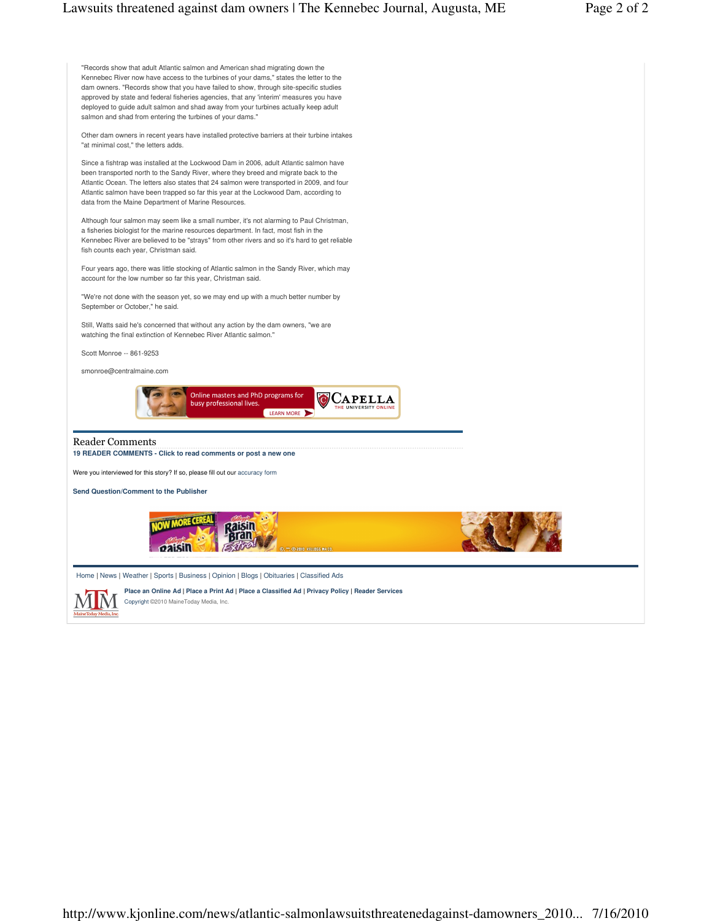"Records show that adult Atlantic salmon and American shad migrating down the Kennebec River now have access to the turbines of your dams," states the letter to the dam owners. "Records show that you have failed to show, through site-specific studies approved by state and federal fisheries agencies, that any 'interim' measures you have deployed to guide adult salmon and shad away from your turbines actually keep adult salmon and shad from entering the turbines of your dams."

Other dam owners in recent years have installed protective barriers at their turbine intakes "at minimal cost," the letters adds.

Since a fishtrap was installed at the Lockwood Dam in 2006, adult Atlantic salmon have been transported north to the Sandy River, where they breed and migrate back to the Atlantic Ocean. The letters also states that 24 salmon were transported in 2009, and four Atlantic salmon have been trapped so far this year at the Lockwood Dam, according to data from the Maine Department of Marine Resources.

Although four salmon may seem like a small number, it's not alarming to Paul Christman, a fisheries biologist for the marine resources department. In fact, most fish in the Kennebec River are believed to be "strays" from other rivers and so it's hard to get reliable fish counts each year, Christman said.

Four years ago, there was little stocking of Atlantic salmon in the Sandy River, which may account for the low number so far this year, Christman said.

"We're not done with the season yet, so we may end up with a much better number by September or October," he said.

Still, Watts said he's concerned that without any action by the dam owners, "we are watching the final extinction of Kennebec River Atlantic salmon."

Scott Monroe -- 861-9253

smonroe@centralmaine.com

Online masters and PhD programs for busy professional lives. LEARN MORE

CAPELLA THE UNIVERSITY ONLINE

## Reader Comments

**19 READER COMMENTS - Click to read comments or post a new one**

Were you interviewed for this story? If so, please fill out our accuracy form

**Send Question/Comment to the Publisher**

NOW MORE CEREAL Raisin Bran Extra!

Home | News | Weather | Sports | Business | Opinion | Blogs | Obituaries | Classified Ads

**Place an Online Ad | Place a Print Ad | Place a Classified Ad | Privacy Policy | Reader Services**

Copyright ©2010 MaineToday Media, Inc.